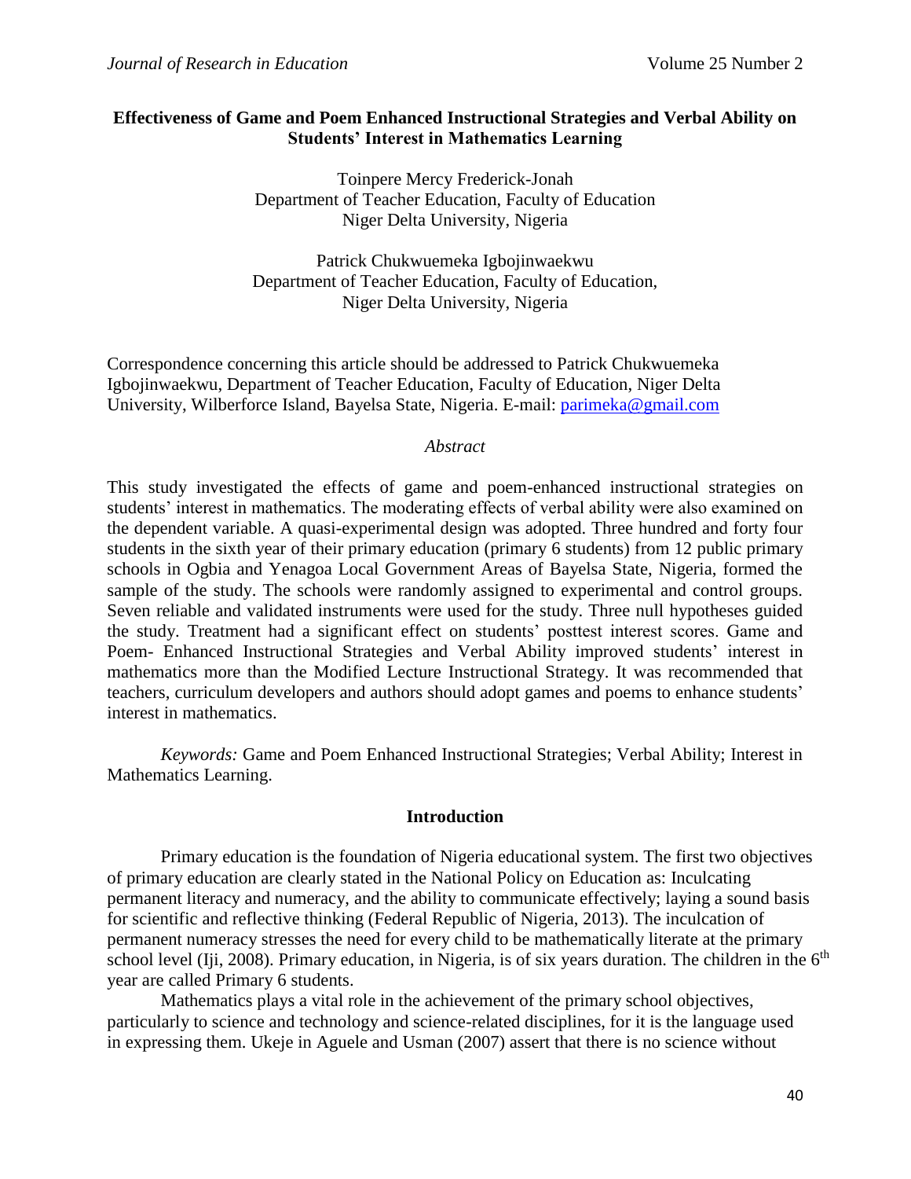# Effectiveness of Game and Poem Enhanced Instructional Strategies and Verbal Ability on Students' Interest in Mathematics Learning

Toinpere Mercy Frederick-Jonah
Department of Teacher Education, Faculty of Education
Niger Delta University, Nigeria

Patrick Chukwuemeka Igbojinwaekwu
Department of Teacher Education, Faculty of Education,
Niger Delta University, Nigeria

Correspondence concerning this article should be addressed to Patrick Chukwuemeka Igbojinwaekwu, Department of Teacher Education, Faculty of Education, Niger Delta University, Wilberforce Island, Bayelsa State, Nigeria. E-mail: parimeka@gmail.com

*Abstract*

This study investigated the effects of game and poem-enhanced instructional strategies on students' interest in mathematics. The moderating effects of verbal ability were also examined on the dependent variable. A quasi-experimental design was adopted. Three hundred and forty four students in the sixth year of their primary education (primary 6 students) from 12 public primary schools in Ogbia and Yenagoa Local Government Areas of Bayelsa State, Nigeria, formed the sample of the study. The schools were randomly assigned to experimental and control groups. Seven reliable and validated instruments were used for the study. Three null hypotheses guided the study. Treatment had a significant effect on students' posttest interest scores. Game and Poem- Enhanced Instructional Strategies and Verbal Ability improved students' interest in mathematics more than the Modified Lecture Instructional Strategy. It was recommended that teachers, curriculum developers and authors should adopt games and poems to enhance students' interest in mathematics.

*Keywords:* Game and Poem Enhanced Instructional Strategies; Verbal Ability; Interest in Mathematics Learning.

## Introduction

Primary education is the foundation of Nigeria educational system. The first two objectives of primary education are clearly stated in the National Policy on Education as: Inculcating permanent literacy and numeracy, and the ability to communicate effectively; laying a sound basis for scientific and reflective thinking (Federal Republic of Nigeria, 2013). The inculcation of permanent numeracy stresses the need for every child to be mathematically literate at the primary school level (Iji, 2008). Primary education, in Nigeria, is of six years duration. The children in the 6th year are called Primary 6 students.

Mathematics plays a vital role in the achievement of the primary school objectives, particularly to science and technology and science-related disciplines, for it is the language used in expressing them. Ukeje in Aguele and Usman (2007) assert that there is no science without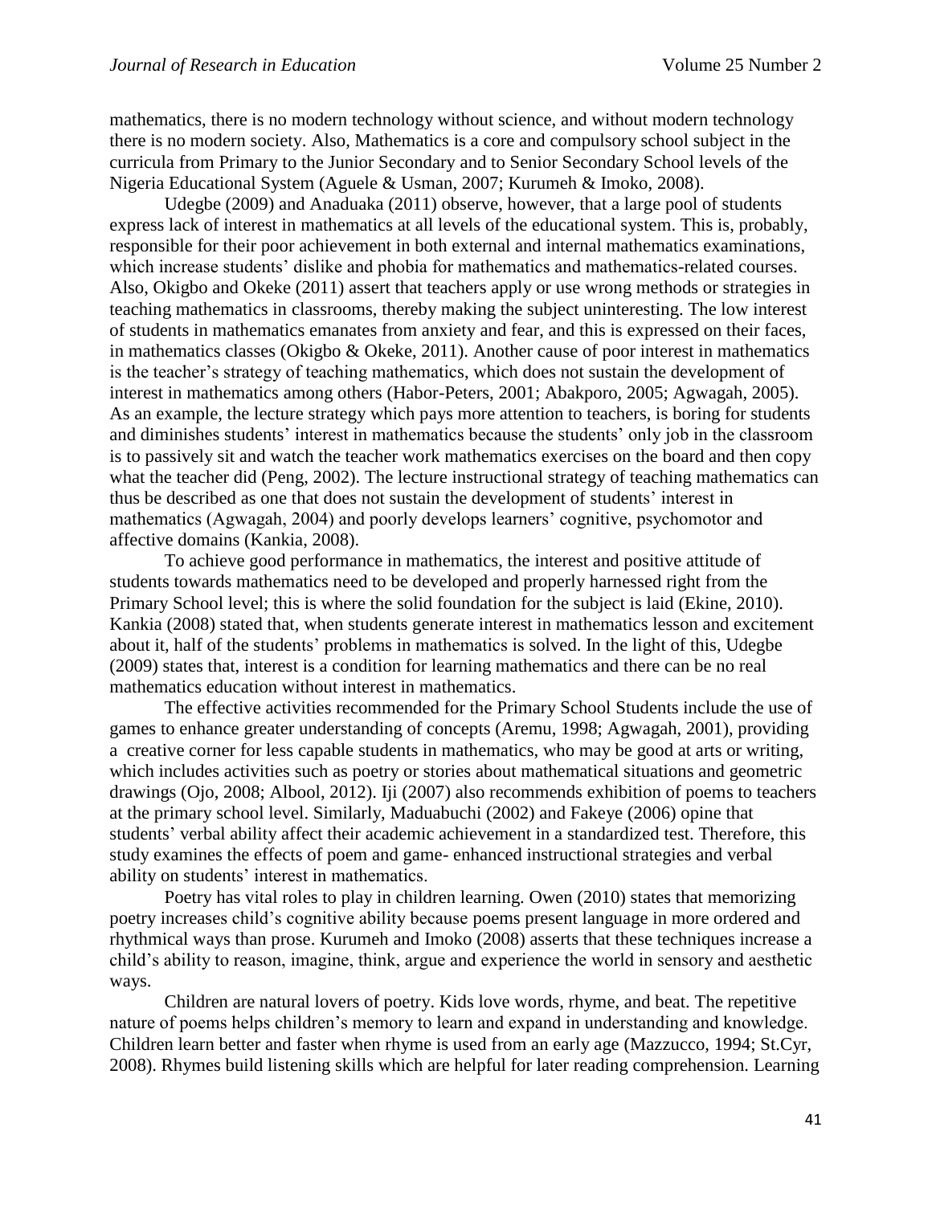mathematics, there is no modern technology without science, and without modern technology there is no modern society. Also, Mathematics is a core and compulsory school subject in the curricula from Primary to the Junior Secondary and to Senior Secondary School levels of the Nigeria Educational System (Aguele & Usman, 2007; Kurumeh & Imoko, 2008).

Udegbe (2009) and Anaduaka (2011) observe, however, that a large pool of students express lack of interest in mathematics at all levels of the educational system. This is, probably, responsible for their poor achievement in both external and internal mathematics examinations, which increase students' dislike and phobia for mathematics and mathematics-related courses. Also, Okigbo and Okeke (2011) assert that teachers apply or use wrong methods or strategies in teaching mathematics in classrooms, thereby making the subject uninteresting. The low interest of students in mathematics emanates from anxiety and fear, and this is expressed on their faces, in mathematics classes (Okigbo & Okeke, 2011). Another cause of poor interest in mathematics is the teacher's strategy of teaching mathematics, which does not sustain the development of interest in mathematics among others (Habor-Peters, 2001; Abakporo, 2005; Agwagah, 2005). As an example, the lecture strategy which pays more attention to teachers, is boring for students and diminishes students' interest in mathematics because the students' only job in the classroom is to passively sit and watch the teacher work mathematics exercises on the board and then copy what the teacher did (Peng, 2002). The lecture instructional strategy of teaching mathematics can thus be described as one that does not sustain the development of students' interest in mathematics (Agwagah, 2004) and poorly develops learners' cognitive, psychomotor and affective domains (Kankia, 2008).

To achieve good performance in mathematics, the interest and positive attitude of students towards mathematics need to be developed and properly harnessed right from the Primary School level; this is where the solid foundation for the subject is laid (Ekine, 2010). Kankia (2008) stated that, when students generate interest in mathematics lesson and excitement about it, half of the students' problems in mathematics is solved. In the light of this, Udegbe (2009) states that, interest is a condition for learning mathematics and there can be no real mathematics education without interest in mathematics.

The effective activities recommended for the Primary School Students include the use of games to enhance greater understanding of concepts (Aremu, 1998; Agwagah, 2001), providing a creative corner for less capable students in mathematics, who may be good at arts or writing, which includes activities such as poetry or stories about mathematical situations and geometric drawings (Ojo, 2008; Albool, 2012). Iji (2007) also recommends exhibition of poems to teachers at the primary school level. Similarly, Maduabuchi (2002) and Fakeye (2006) opine that students' verbal ability affect their academic achievement in a standardized test. Therefore, this study examines the effects of poem and game- enhanced instructional strategies and verbal ability on students' interest in mathematics.

Poetry has vital roles to play in children learning. Owen (2010) states that memorizing poetry increases child's cognitive ability because poems present language in more ordered and rhythmical ways than prose. Kurumeh and Imoko (2008) asserts that these techniques increase a child's ability to reason, imagine, think, argue and experience the world in sensory and aesthetic ways.

Children are natural lovers of poetry. Kids love words, rhyme, and beat. The repetitive nature of poems helps children's memory to learn and expand in understanding and knowledge. Children learn better and faster when rhyme is used from an early age (Mazzucco, 1994; St.Cyr, 2008). Rhymes build listening skills which are helpful for later reading comprehension. Learning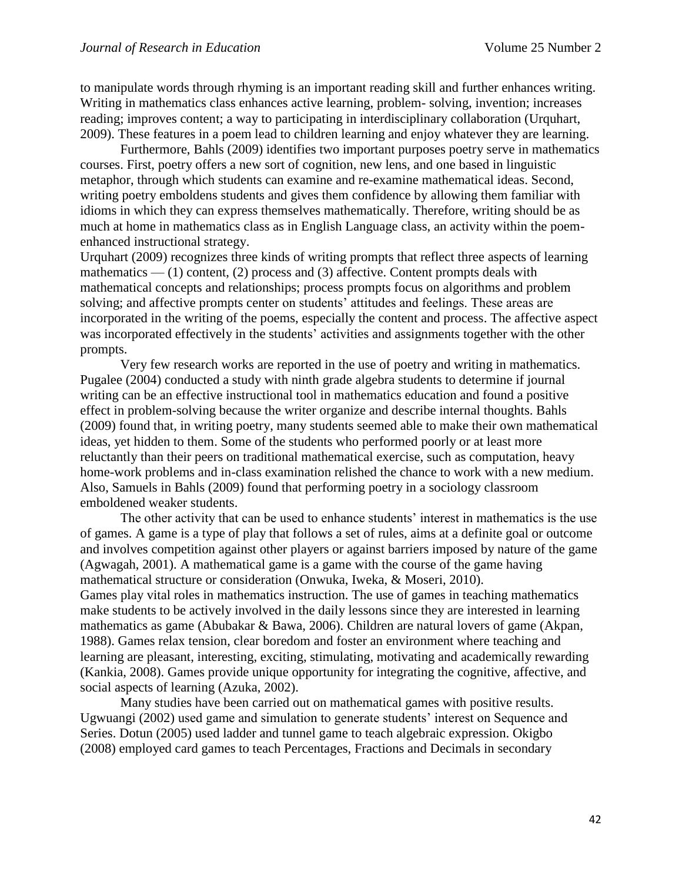to manipulate words through rhyming is an important reading skill and further enhances writing. Writing in mathematics class enhances active learning, problem- solving, invention; increases reading; improves content; a way to participating in interdisciplinary collaboration (Urquhart, 2009). These features in a poem lead to children learning and enjoy whatever they are learning.

Furthermore, Bahls (2009) identifies two important purposes poetry serve in mathematics courses. First, poetry offers a new sort of cognition, new lens, and one based in linguistic metaphor, through which students can examine and re-examine mathematical ideas. Second, writing poetry emboldens students and gives them confidence by allowing them familiar with idioms in which they can express themselves mathematically. Therefore, writing should be as much at home in mathematics class as in English Language class, an activity within the poem-enhanced instructional strategy.

Urquhart (2009) recognizes three kinds of writing prompts that reflect three aspects of learning mathematics — (1) content, (2) process and (3) affective. Content prompts deals with mathematical concepts and relationships; process prompts focus on algorithms and problem solving; and affective prompts center on students' attitudes and feelings. These areas are incorporated in the writing of the poems, especially the content and process. The affective aspect was incorporated effectively in the students' activities and assignments together with the other prompts.

Very few research works are reported in the use of poetry and writing in mathematics. Pugalee (2004) conducted a study with ninth grade algebra students to determine if journal writing can be an effective instructional tool in mathematics education and found a positive effect in problem-solving because the writer organize and describe internal thoughts. Bahls (2009) found that, in writing poetry, many students seemed able to make their own mathematical ideas, yet hidden to them. Some of the students who performed poorly or at least more reluctantly than their peers on traditional mathematical exercise, such as computation, heavy home-work problems and in-class examination relished the chance to work with a new medium. Also, Samuels in Bahls (2009) found that performing poetry in a sociology classroom emboldened weaker students.

The other activity that can be used to enhance students' interest in mathematics is the use of games. A game is a type of play that follows a set of rules, aims at a definite goal or outcome and involves competition against other players or against barriers imposed by nature of the game (Agwagah, 2001). A mathematical game is a game with the course of the game having mathematical structure or consideration (Onwuka, Iweka, & Moseri, 2010).

Games play vital roles in mathematics instruction. The use of games in teaching mathematics make students to be actively involved in the daily lessons since they are interested in learning mathematics as game (Abubakar & Bawa, 2006). Children are natural lovers of game (Akpan, 1988). Games relax tension, clear boredom and foster an environment where teaching and learning are pleasant, interesting, exciting, stimulating, motivating and academically rewarding (Kankia, 2008). Games provide unique opportunity for integrating the cognitive, affective, and social aspects of learning (Azuka, 2002).

Many studies have been carried out on mathematical games with positive results. Ugwuangi (2002) used game and simulation to generate students' interest on Sequence and Series. Dotun (2005) used ladder and tunnel game to teach algebraic expression. Okigbo (2008) employed card games to teach Percentages, Fractions and Decimals in secondary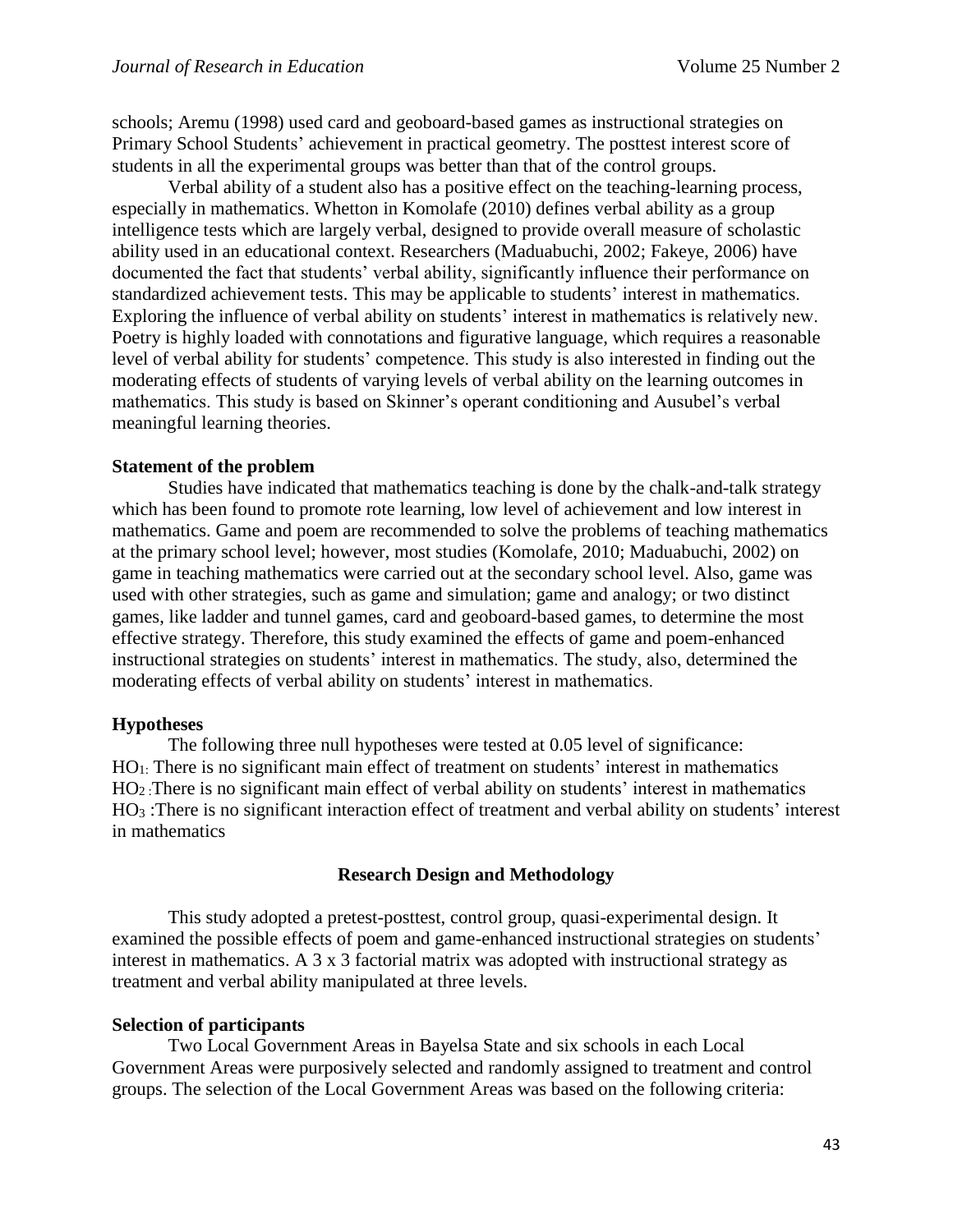schools; Aremu (1998) used card and geoboard-based games as instructional strategies on Primary School Students' achievement in practical geometry. The posttest interest score of students in all the experimental groups was better than that of the control groups.

Verbal ability of a student also has a positive effect on the teaching-learning process, especially in mathematics. Whetton in Komolafe (2010) defines verbal ability as a group intelligence tests which are largely verbal, designed to provide overall measure of scholastic ability used in an educational context. Researchers (Maduabuchi, 2002; Fakeye, 2006) have documented the fact that students' verbal ability, significantly influence their performance on standardized achievement tests. This may be applicable to students' interest in mathematics. Exploring the influence of verbal ability on students' interest in mathematics is relatively new. Poetry is highly loaded with connotations and figurative language, which requires a reasonable level of verbal ability for students' competence. This study is also interested in finding out the moderating effects of students of varying levels of verbal ability on the learning outcomes in mathematics. This study is based on Skinner's operant conditioning and Ausubel's verbal meaningful learning theories.

**Statement of the problem**

Studies have indicated that mathematics teaching is done by the chalk-and-talk strategy which has been found to promote rote learning, low level of achievement and low interest in mathematics. Game and poem are recommended to solve the problems of teaching mathematics at the primary school level; however, most studies (Komolafe, 2010; Maduabuchi, 2002) on game in teaching mathematics were carried out at the secondary school level. Also, game was used with other strategies, such as game and simulation; game and analogy; or two distinct games, like ladder and tunnel games, card and geoboard-based games, to determine the most effective strategy. Therefore, this study examined the effects of game and poem-enhanced instructional strategies on students' interest in mathematics. The study, also, determined the moderating effects of verbal ability on students' interest in mathematics.

**Hypotheses**

The following three null hypotheses were tested at 0.05 level of significance:

$HO_1$: There is no significant main effect of treatment on students' interest in mathematics

$HO_2$: There is no significant main effect of verbal ability on students' interest in mathematics

$HO_3$: There is no significant interaction effect of treatment and verbal ability on students' interest in mathematics

## Research Design and Methodology

This study adopted a pretest-posttest, control group, quasi-experimental design. It examined the possible effects of poem and game-enhanced instructional strategies on students' interest in mathematics. A 3 x 3 factorial matrix was adopted with instructional strategy as treatment and verbal ability manipulated at three levels.

**Selection of participants**

Two Local Government Areas in Bayelsa State and six schools in each Local Government Areas were purposively selected and randomly assigned to treatment and control groups. The selection of the Local Government Areas was based on the following criteria: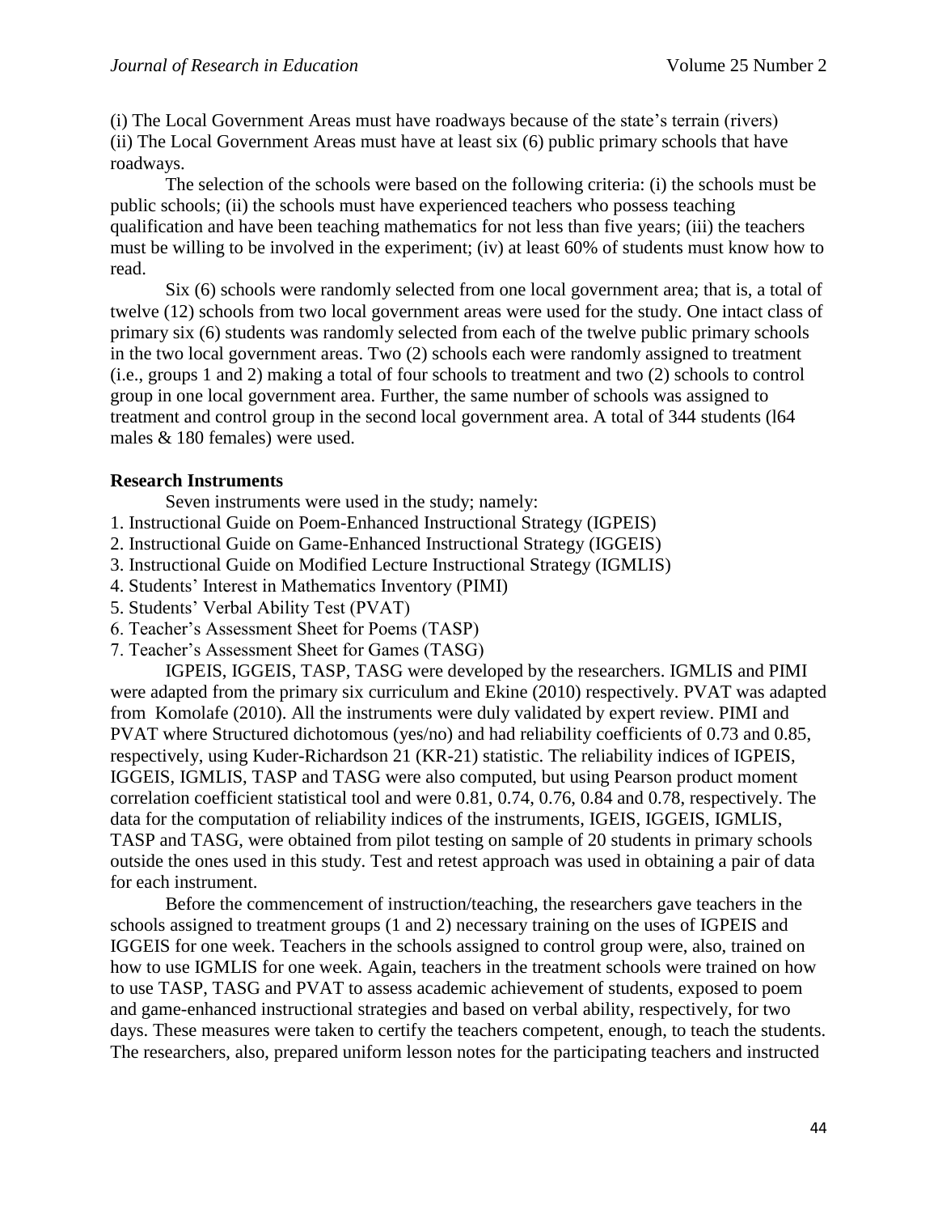(i) The Local Government Areas must have roadways because of the state's terrain (rivers)
(ii) The Local Government Areas must have at least six (6) public primary schools that have roadways.

The selection of the schools were based on the following criteria: (i) the schools must be public schools; (ii) the schools must have experienced teachers who possess teaching qualification and have been teaching mathematics for not less than five years; (iii) the teachers must be willing to be involved in the experiment; (iv) at least 60% of students must know how to read.

Six (6) schools were randomly selected from one local government area; that is, a total of twelve (12) schools from two local government areas were used for the study. One intact class of primary six (6) students was randomly selected from each of the twelve public primary schools in the two local government areas. Two (2) schools each were randomly assigned to treatment (i.e., groups 1 and 2) making a total of four schools to treatment and two (2) schools to control group in one local government area. Further, the same number of schools was assigned to treatment and control group in the second local government area. A total of 344 students (l64 males & 180 females) were used.

**Research Instruments**

Seven instruments were used in the study; namely:

1. Instructional Guide on Poem-Enhanced Instructional Strategy (IGPEIS)
2. Instructional Guide on Game-Enhanced Instructional Strategy (IGGEIS)
3. Instructional Guide on Modified Lecture Instructional Strategy (IGMLIS)
4. Students' Interest in Mathematics Inventory (PIMI)
5. Students' Verbal Ability Test (PVAT)
6. Teacher's Assessment Sheet for Poems (TASP)
7. Teacher's Assessment Sheet for Games (TASG)

IGPEIS, IGGEIS, TASP, TASG were developed by the researchers. IGMLIS and PIMI were adapted from the primary six curriculum and Ekine (2010) respectively. PVAT was adapted from Komolafe (2010). All the instruments were duly validated by expert review. PIMI and PVAT where Structured dichotomous (yes/no) and had reliability coefficients of 0.73 and 0.85, respectively, using Kuder-Richardson 21 (KR-21) statistic. The reliability indices of IGPEIS, IGGEIS, IGMLIS, TASP and TASG were also computed, but using Pearson product moment correlation coefficient statistical tool and were 0.81, 0.74, 0.76, 0.84 and 0.78, respectively. The data for the computation of reliability indices of the instruments, IGEIS, IGGEIS, IGMLIS, TASP and TASG, were obtained from pilot testing on sample of 20 students in primary schools outside the ones used in this study. Test and retest approach was used in obtaining a pair of data for each instrument.

Before the commencement of instruction/teaching, the researchers gave teachers in the schools assigned to treatment groups (1 and 2) necessary training on the uses of IGPEIS and IGGEIS for one week. Teachers in the schools assigned to control group were, also, trained on how to use IGMLIS for one week. Again, teachers in the treatment schools were trained on how to use TASP, TASG and PVAT to assess academic achievement of students, exposed to poem and game-enhanced instructional strategies and based on verbal ability, respectively, for two days. These measures were taken to certify the teachers competent, enough, to teach the students. The researchers, also, prepared uniform lesson notes for the participating teachers and instructed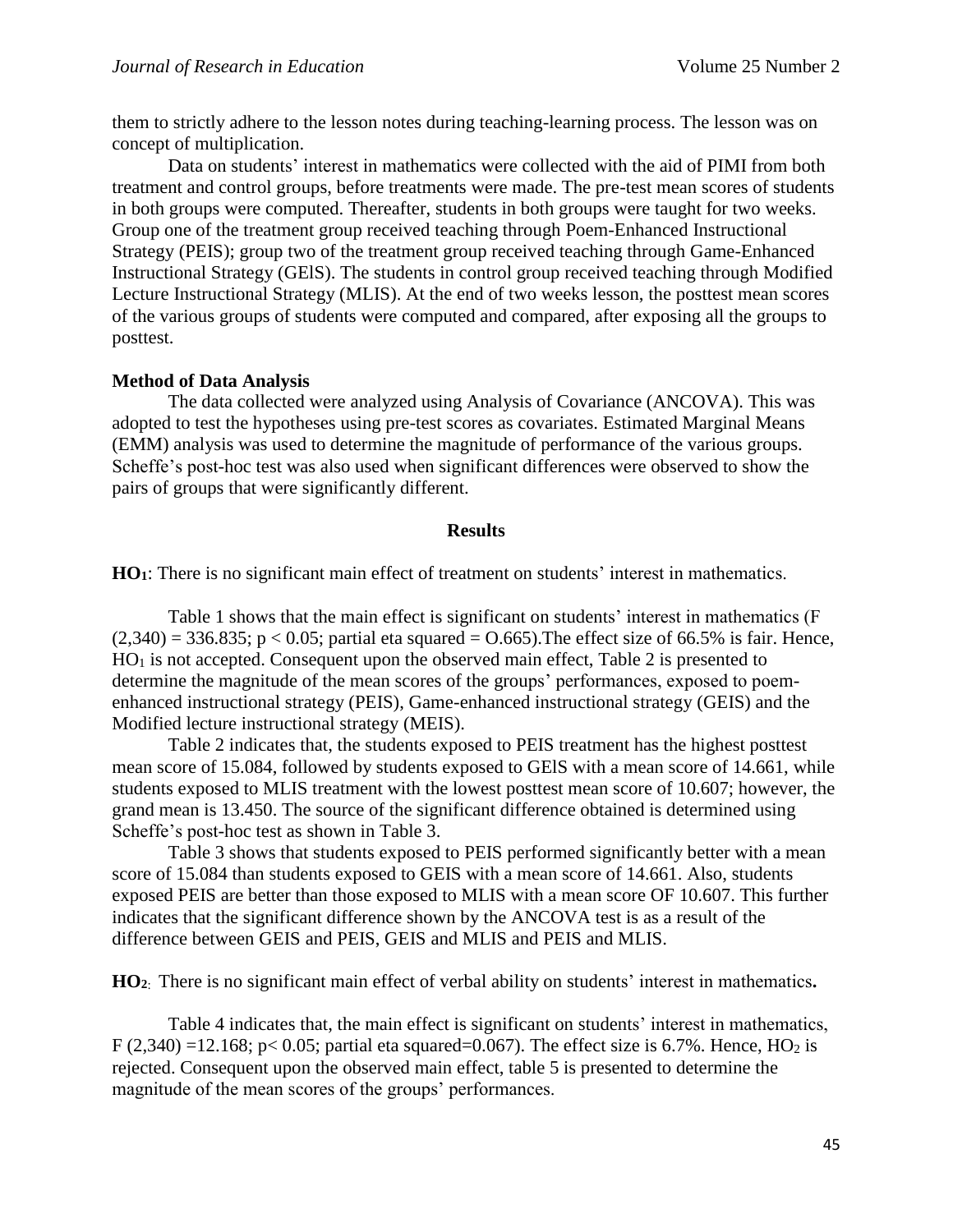them to strictly adhere to the lesson notes during teaching-learning process. The lesson was on concept of multiplication.

Data on students' interest in mathematics were collected with the aid of PIMI from both treatment and control groups, before treatments were made. The pre-test mean scores of students in both groups were computed. Thereafter, students in both groups were taught for two weeks. Group one of the treatment group received teaching through Poem-Enhanced Instructional Strategy (PEIS); group two of the treatment group received teaching through Game-Enhanced Instructional Strategy (GElS). The students in control group received teaching through Modified Lecture Instructional Strategy (MLIS). At the end of two weeks lesson, the posttest mean scores of the various groups of students were computed and compared, after exposing all the groups to posttest.

**Method of Data Analysis**

The data collected were analyzed using Analysis of Covariance (ANCOVA). This was adopted to test the hypotheses using pre-test scores as covariates. Estimated Marginal Means (EMM) analysis was used to determine the magnitude of performance of the various groups. Scheffe's post-hoc test was also used when significant differences were observed to show the pairs of groups that were significantly different.

## Results

**$HO_1$**: There is no significant main effect of treatment on students' interest in mathematics.

Table 1 shows that the main effect is significant on students' interest in mathematics ($F_{(2,340)} = 336.835$; $p < 0.05$; partial eta squared = O.665).The effect size of 66.5% is fair. Hence, $HO_1$ is not accepted. Consequent upon the observed main effect, Table 2 is presented to determine the magnitude of the mean scores of the groups' performances, exposed to poem-enhanced instructional strategy (PEIS), Game-enhanced instructional strategy (GEIS) and the Modified lecture instructional strategy (MEIS).

Table 2 indicates that, the students exposed to PEIS treatment has the highest posttest mean score of 15.084, followed by students exposed to GElS with a mean score of 14.661, while students exposed to MLIS treatment with the lowest posttest mean score of 10.607; however, the grand mean is 13.450. The source of the significant difference obtained is determined using Scheffe's post-hoc test as shown in Table 3.

Table 3 shows that students exposed to PEIS performed significantly better with a mean score of 15.084 than students exposed to GEIS with a mean score of 14.661. Also, students exposed PEIS are better than those exposed to MLIS with a mean score OF 10.607. This further indicates that the significant difference shown by the ANCOVA test is as a result of the difference between GEIS and PEIS, GEIS and MLIS and PEIS and MLIS.

**$HO_2$**: There is no significant main effect of verbal ability on students' interest in mathematics**.**

Table 4 indicates that, the main effect is significant on students' interest in mathematics, $F_{(2,340)} = 12.168$; $p < 0.05$; partial eta squared=0.067). The effect size is 6.7%. Hence, $HO_2$ is rejected. Consequent upon the observed main effect, table 5 is presented to determine the magnitude of the mean scores of the groups' performances.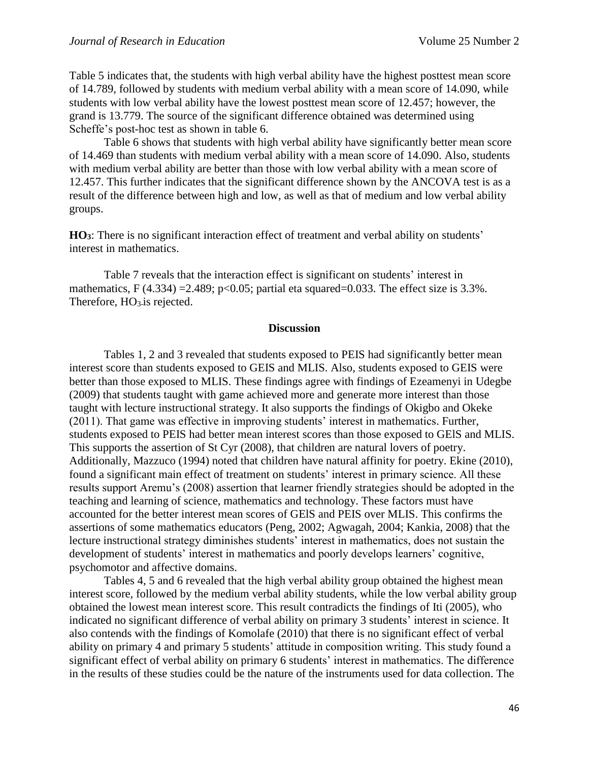Table 5 indicates that, the students with high verbal ability have the highest posttest mean score of 14.789, followed by students with medium verbal ability with a mean score of 14.090, while students with low verbal ability have the lowest posttest mean score of 12.457; however, the grand is 13.779. The source of the significant difference obtained was determined using Scheffe's post-hoc test as shown in table 6.

Table 6 shows that students with high verbal ability have significantly better mean score of 14.469 than students with medium verbal ability with a mean score of 14.090. Also, students with medium verbal ability are better than those with low verbal ability with a mean score of 12.457. This further indicates that the significant difference shown by the ANCOVA test is as a result of the difference between high and low, as well as that of medium and low verbal ability groups.

**$HO_3$**: There is no significant interaction effect of treatment and verbal ability on students' interest in mathematics.

Table 7 reveals that the interaction effect is significant on students' interest in mathematics, $F(4.334) = 2.489$; $p<0.05$; partial eta squared=0.033. The effect size is 3.3%. Therefore, $HO_3$ is rejected.

## Discussion

Tables 1, 2 and 3 revealed that students exposed to PEIS had significantly better mean interest score than students exposed to GEIS and MLIS. Also, students exposed to GEIS were better than those exposed to MLIS. These findings agree with findings of Ezeamenyi in Udegbe (2009) that students taught with game achieved more and generate more interest than those taught with lecture instructional strategy. It also supports the findings of Okigbo and Okeke (2011). That game was effective in improving students' interest in mathematics. Further, students exposed to PEIS had better mean interest scores than those exposed to GElS and MLIS. This supports the assertion of St Cyr (2008), that children are natural lovers of poetry. Additionally, Mazzuco (1994) noted that children have natural affinity for poetry. Ekine (2010), found a significant main effect of treatment on students' interest in primary science. All these results support Aremu's (2008) assertion that learner friendly strategies should be adopted in the teaching and learning of science, mathematics and technology. These factors must have accounted for the better interest mean scores of GElS and PEIS over MLIS. This confirms the assertions of some mathematics educators (Peng, 2002; Agwagah, 2004; Kankia, 2008) that the lecture instructional strategy diminishes students' interest in mathematics, does not sustain the development of students' interest in mathematics and poorly develops learners' cognitive, psychomotor and affective domains.

Tables 4, 5 and 6 revealed that the high verbal ability group obtained the highest mean interest score, followed by the medium verbal ability students, while the low verbal ability group obtained the lowest mean interest score. This result contradicts the findings of Iti (2005), who indicated no significant difference of verbal ability on primary 3 students' interest in science. It also contends with the findings of Komolafe (2010) that there is no significant effect of verbal ability on primary 4 and primary 5 students' attitude in composition writing. This study found a significant effect of verbal ability on primary 6 students' interest in mathematics. The difference in the results of these studies could be the nature of the instruments used for data collection. The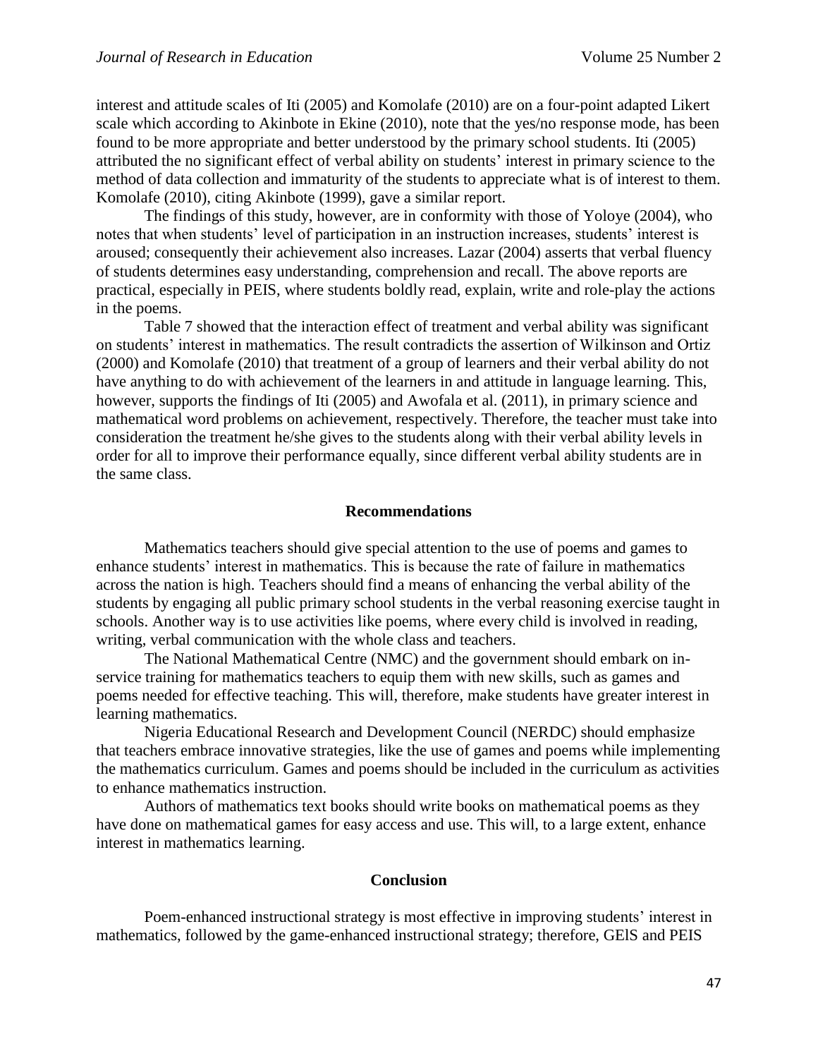interest and attitude scales of Iti (2005) and Komolafe (2010) are on a four-point adapted Likert scale which according to Akinbote in Ekine (2010), note that the yes/no response mode, has been found to be more appropriate and better understood by the primary school students. Iti (2005) attributed the no significant effect of verbal ability on students' interest in primary science to the method of data collection and immaturity of the students to appreciate what is of interest to them. Komolafe (2010), citing Akinbote (1999), gave a similar report.

The findings of this study, however, are in conformity with those of Yoloye (2004), who notes that when students' level of participation in an instruction increases, students' interest is aroused; consequently their achievement also increases. Lazar (2004) asserts that verbal fluency of students determines easy understanding, comprehension and recall. The above reports are practical, especially in PEIS, where students boldly read, explain, write and role-play the actions in the poems.

Table 7 showed that the interaction effect of treatment and verbal ability was significant on students' interest in mathematics. The result contradicts the assertion of Wilkinson and Ortiz (2000) and Komolafe (2010) that treatment of a group of learners and their verbal ability do not have anything to do with achievement of the learners in and attitude in language learning. This, however, supports the findings of Iti (2005) and Awofala et al. (2011), in primary science and mathematical word problems on achievement, respectively. Therefore, the teacher must take into consideration the treatment he/she gives to the students along with their verbal ability levels in order for all to improve their performance equally, since different verbal ability students are in the same class.

## Recommendations

Mathematics teachers should give special attention to the use of poems and games to enhance students' interest in mathematics. This is because the rate of failure in mathematics across the nation is high. Teachers should find a means of enhancing the verbal ability of the students by engaging all public primary school students in the verbal reasoning exercise taught in schools. Another way is to use activities like poems, where every child is involved in reading, writing, verbal communication with the whole class and teachers.

The National Mathematical Centre (NMC) and the government should embark on in-service training for mathematics teachers to equip them with new skills, such as games and poems needed for effective teaching. This will, therefore, make students have greater interest in learning mathematics.

Nigeria Educational Research and Development Council (NERDC) should emphasize that teachers embrace innovative strategies, like the use of games and poems while implementing the mathematics curriculum. Games and poems should be included in the curriculum as activities to enhance mathematics instruction.

Authors of mathematics text books should write books on mathematical poems as they have done on mathematical games for easy access and use. This will, to a large extent, enhance interest in mathematics learning.

## Conclusion

Poem-enhanced instructional strategy is most effective in improving students' interest in mathematics, followed by the game-enhanced instructional strategy; therefore, GElS and PEIS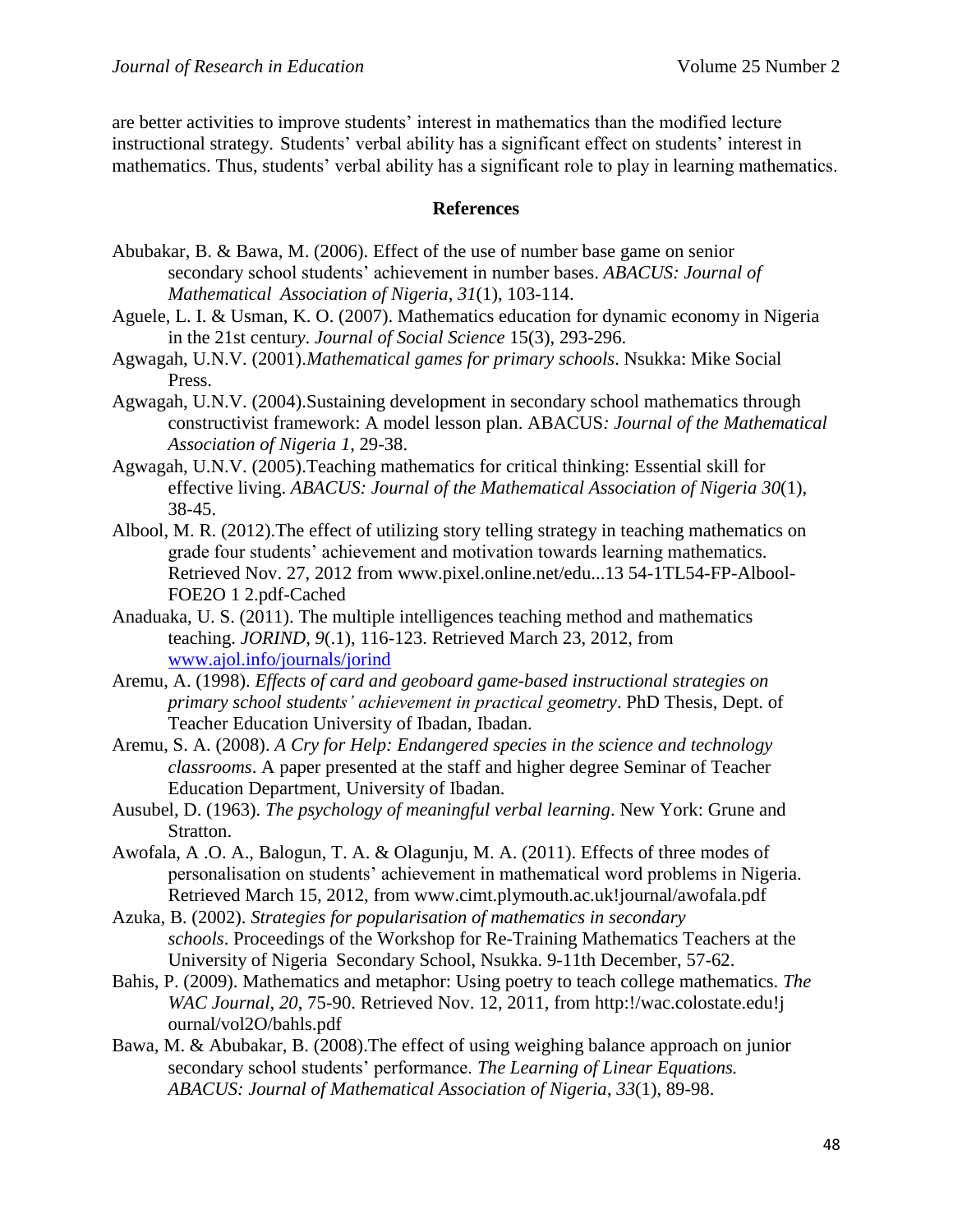are better activities to improve students' interest in mathematics than the modified lecture instructional strategy. Students' verbal ability has a significant effect on students' interest in mathematics. Thus, students' verbal ability has a significant role to play in learning mathematics.

## References

Abubakar, B. & Bawa, M. (2006). Effect of the use of number base game on senior secondary school students' achievement in number bases. *ABACUS: Journal of Mathematical Association of Nigeria*, *31*(1), 103-114.

Aguele, L. I. & Usman, K. O. (2007). Mathematics education for dynamic economy in Nigeria in the 21st century. *Journal of Social Science* 15(3), 293-296.

Agwagah, U.N.V. (2001).*Mathematical games for primary schools*. Nsukka: Mike Social Press.

Agwagah, U.N.V. (2004).Sustaining development in secondary school mathematics through constructivist framework: A model lesson plan. ABACUS*: Journal of the Mathematical Association of Nigeria 1*, 29-38.

Agwagah, U.N.V. (2005).Teaching mathematics for critical thinking: Essential skill for effective living. *ABACUS: Journal of the Mathematical Association of Nigeria 30*(1), 38-45.

Albool, M. R. (2012).The effect of utilizing story telling strategy in teaching mathematics on grade four students' achievement and motivation towards learning mathematics. Retrieved Nov. 27, 2012 from www.pixel.online.net/edu...13 54-1TL54-FP-Albool-FOE2O 1 2.pdf-Cached

Anaduaka, U. S. (2011). The multiple intelligences teaching method and mathematics teaching. *JORIND*, *9*(.1), 116-123. Retrieved March 23, 2012, from www.ajol.info/journals/jorind

Aremu, A. (1998). *Effects of card and geoboard game-based instructional strategies on primary school students' achievement in practical geometry*. PhD Thesis, Dept. of Teacher Education University of Ibadan, Ibadan.

Aremu, S. A. (2008). *A Cry for Help: Endangered species in the science and technology classrooms*. A paper presented at the staff and higher degree Seminar of Teacher Education Department, University of Ibadan.

Ausubel, D. (1963). *The psychology of meaningful verbal learning*. New York: Grune and Stratton.

Awofala, A .O. A., Balogun, T. A. & Olagunju, M. A. (2011). Effects of three modes of personalisation on students' achievement in mathematical word problems in Nigeria. Retrieved March 15, 2012, from www.cimt.plymouth.ac.uk!journal/awofala.pdf

Azuka, B. (2002). *Strategies for popularisation of mathematics in secondary schools*. Proceedings of the Workshop for Re-Training Mathematics Teachers at the University of Nigeria Secondary School, Nsukka. 9-11th December, 57-62.

Bahis, P. (2009). Mathematics and metaphor: Using poetry to teach college mathematics. *The WAC Journal*, *20*, 75-90. Retrieved Nov. 12, 2011, from http:!/wac.colostate.edu!journal/vol2O/bahls.pdf

Bawa, M. & Abubakar, B. (2008).The effect of using weighing balance approach on junior secondary school students' performance. *The Learning of Linear Equations. ABACUS: Journal of Mathematical Association of Nigeria*, *33*(1), 89-98.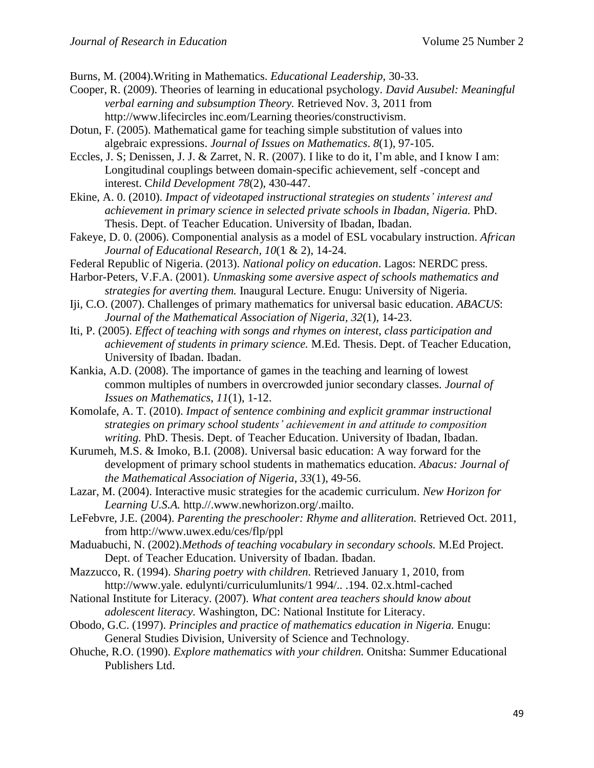Burns, M. (2004).Writing in Mathematics. *Educational Leadership,* 30-33.

Cooper, R. (2009). Theories of learning in educational psychology. *David Ausubel: Meaningful verbal earning and subsumption Theory.* Retrieved Nov. 3, 2011 from http://www.lifecircles inc.eom/Learning theories/constructivism.

Dotun, F. (2005). Mathematical game for teaching simple substitution of values into algebraic expressions. *Journal of Issues on Mathematics*. *8*(1), 97-105.

Eccles, J. S; Denissen, J. J. & Zarret, N. R. (2007). I like to do it, I'm able, and I know I am: Longitudinal couplings between domain-specific achievement, self -concept and interest. C*hild Development 78*(2), 430-447.

Ekine, A. 0. (2010). *Impact of videotaped instructional strategies on students' interest and achievement in primary science in selected private schools in Ibadan, Nigeria.* PhD. Thesis. Dept. of Teacher Education. University of Ibadan, Ibadan.

Fakeye, D. 0. (2006). Componential analysis as a model of ESL vocabulary instruction. *African Journal of Educational Research*, *10*(1 & 2), 14-24.

Federal Republic of Nigeria. (2013). *National policy on education*. Lagos: NERDC press.

Harbor-Peters, V.F.A. (2001). *Unmasking some aversive aspect of schools mathematics and strategies for averting them.* Inaugural Lecture. Enugu: University of Nigeria.

Iji, C.O. (2007). Challenges of primary mathematics for universal basic education. *ABACUS*: *Journal of the Mathematical Association of Nigeria*, *32*(1), 14-23.

Iti, P. (2005). *Effect of teaching with songs and rhymes on interest, class participation and achievement of students in primary science.* M.Ed. Thesis. Dept. of Teacher Education, University of Ibadan. Ibadan.

Kankia, A.D. (2008). The importance of games in the teaching and learning of lowest common multiples of numbers in overcrowded junior secondary classes. *Journal of Issues on Mathematics, 11*(1), 1-12.

Komolafe, A. T. (2010). *Impact of sentence combining and explicit grammar instructional strategies on primary school students' achievement in and attitude to composition writing.* PhD. Thesis. Dept. of Teacher Education. University of Ibadan, Ibadan.

Kurumeh, M.S. & Imoko, B.I. (2008). Universal basic education: A way forward for the development of primary school students in mathematics education. *Abacus: Journal of the Mathematical Association of Nigeria*, *33*(1), 49-56.

Lazar, M. (2004). Interactive music strategies for the academic curriculum. *New Horizon for Learning U.S.A.* http.//.www.newhorizon.org/.mailto.

LeFebvre, J.E. (2004). *Parenting the preschooler: Rhyme and alliteration.* Retrieved Oct. 2011, from http://www.uwex.edu/ces/flp/ppl

Maduabuchi, N. (2002).*Methods of teaching vocabulary in secondary schools.* M.Ed Project. Dept. of Teacher Education. University of Ibadan. Ibadan.

Mazzucco, R. (1994). *Sharing poetry with children.* Retrieved January 1, 2010, from http://www.yale. edulynti/curriculumlunits/1 994/.. .194. 02.x.html-cached

National Institute for Literacy. (2007). *What content area teachers should know about adolescent literacy.* Washington, DC: National Institute for Literacy.

Obodo, G.C. (1997). *Principles and practice of mathematics education in Nigeria.* Enugu: General Studies Division, University of Science and Technology.

Ohuche, R.O. (1990). *Explore mathematics with your children.* Onitsha: Summer Educational Publishers Ltd.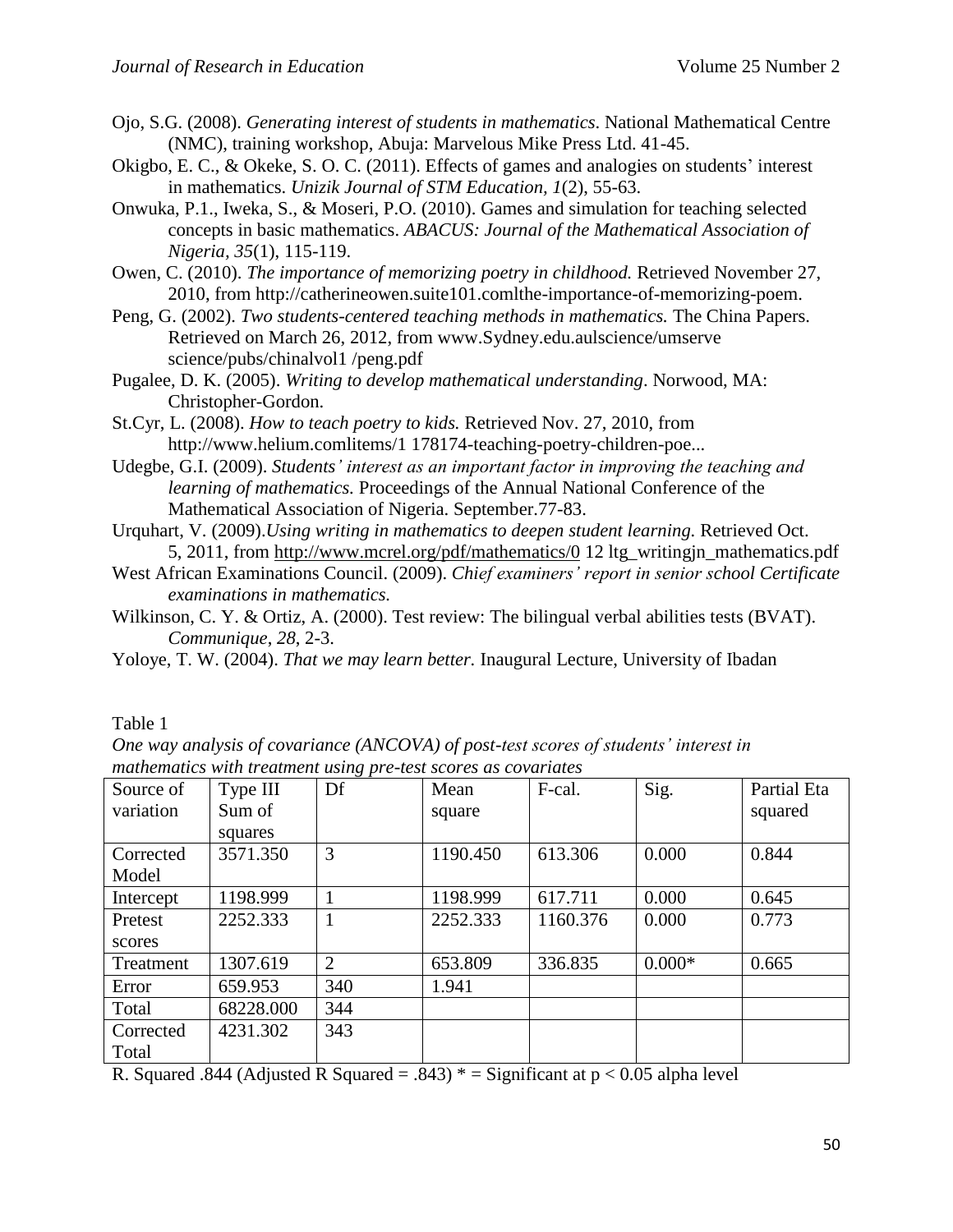Ojo, S.G. (2008). *Generating interest of students in mathematics*. National Mathematical Centre (NMC), training workshop, Abuja: Marvelous Mike Press Ltd. 41-45.

Okigbo, E. C., & Okeke, S. O. C. (2011). Effects of games and analogies on students' interest in mathematics. *Unizik Journal of STM Education, 1*(2), 55-63.

Onwuka, P.1., Iweka, S., & Moseri, P.O. (2010). Games and simulation for teaching selected concepts in basic mathematics. *ABACUS: Journal of the Mathematical Association of Nigeria, 35*(1), 115-119.

Owen, C. (2010). *The importance of memorizing poetry in childhood.* Retrieved November 27, 2010, from http://catherineowen.suite101.comlthe-importance-of-memorizing-poem.

Peng, G. (2002). *Two students-centered teaching methods in mathematics.* The China Papers. Retrieved on March 26, 2012, from www.Sydney.edu.aulscience/umserve science/pubs/chinalvol1 /peng.pdf

Pugalee, D. K. (2005). *Writing to develop mathematical understanding*. Norwood, MA: Christopher-Gordon.

St.Cyr, L. (2008). *How to teach poetry to kids.* Retrieved Nov. 27, 2010, from http://www.helium.comlitems/1 178174-teaching-poetry-children-poe...

Udegbe, G.I. (2009). *Students' interest as an important factor in improving the teaching and learning of mathematics.* Proceedings of the Annual National Conference of the Mathematical Association of Nigeria. September.77-83.

Urquhart, V. (2009).*Using writing in mathematics to deepen student learning.* Retrieved Oct. 5, 2011, from http://www.mcrel.org/pdf/mathematics/0 12 ltg_writingjn_mathematics.pdf

West African Examinations Council. (2009). *Chief examiners' report in senior school Certificate examinations in mathematics.*

Wilkinson, C. Y. & Ortiz, A. (2000). Test review: The bilingual verbal abilities tests (BVAT). *Communique*, *28*, 2-3.

Yoloye, T. W. (2004). *That we may learn better.* Inaugural Lecture, University of Ibadan

Table 1

*One way analysis of covariance (ANCOVA) of post-test scores of students' interest in mathematics with treatment using pre-test scores as covariates*

| Source of variation | Type III Sum of squares | Df | Mean square | F-cal. | Sig. | Partial Eta squared |
|---|---|---|---|---|---|---|
| Corrected Model | 3571.350 | 3 | 1190.450 | 613.306 | 0.000 | 0.844 |
| Intercept | 1198.999 | 1 | 1198.999 | 617.711 | 0.000 | 0.645 |
| Pretest scores | 2252.333 | 1 | 2252.333 | 1160.376 | 0.000 | 0.773 |
| Treatment | 1307.619 | 2 | 653.809 | 336.835 | 0.000* | 0.665 |
| Error | 659.953 | 340 | 1.941 | | | |
| Total | 68228.000 | 344 | | | | |
| Corrected Total | 4231.302 | 343 | | | | |

R. Squared .844 (Adjusted R Squared = .843) * = Significant at $p < 0.05$ alpha level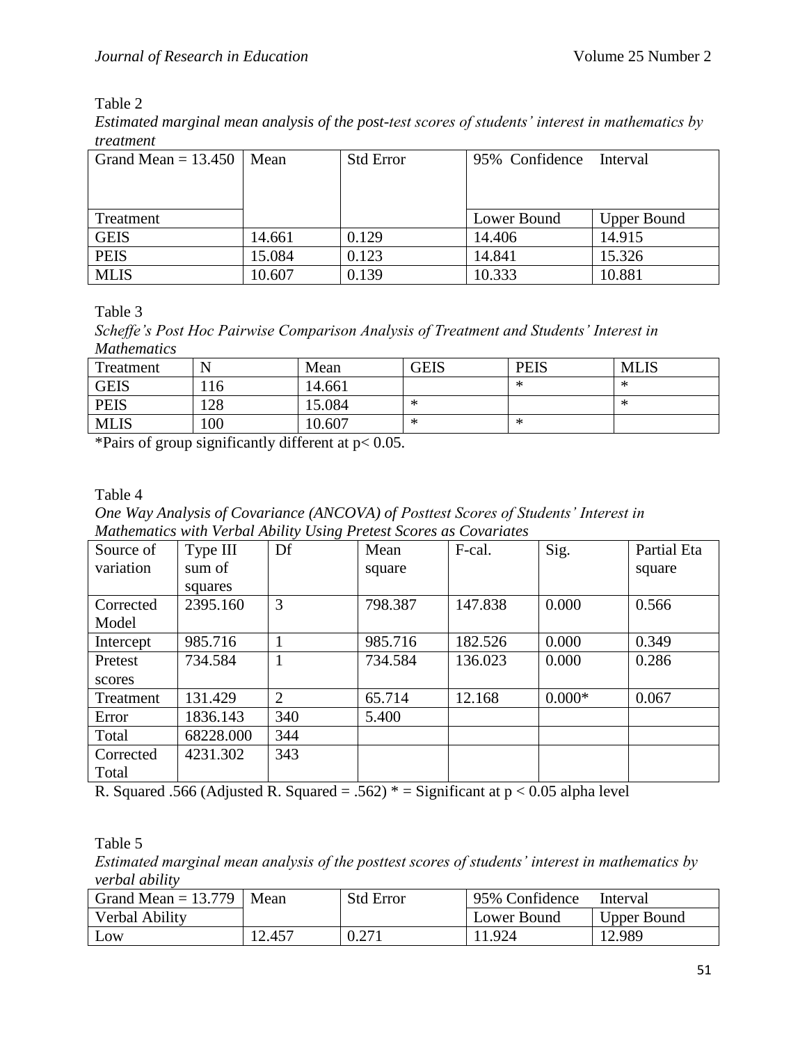Table 2

*Estimated marginal mean analysis of the post-test scores of students' interest in mathematics by treatment*

| Grand Mean = 13.450 | Mean | Std Error | 95% Confidence Interval | |
|---|---|---|---|---|
| Treatment | | | Lower Bound | Upper Bound |
| GEIS | 14.661 | 0.129 | 14.406 | 14.915 |
| PEIS | 15.084 | 0.123 | 14.841 | 15.326 |
| MLIS | 10.607 | 0.139 | 10.333 | 10.881 |

Table 3

*Scheffe's Post Hoc Pairwise Comparison Analysis of Treatment and Students' Interest in Mathematics*

| Treatment | N | Mean | GEIS | PEIS | MLIS |
|---|---|---|---|---|---|
| GEIS | 116 | 14.661 | | * | * |
| PEIS | 128 | 15.084 | * | | * |
| MLIS | 100 | 10.607 | * | * | |

*Pairs of group significantly different at $p < 0.05$.

Table 4

*One Way Analysis of Covariance (ANCOVA) of Posttest Scores of Students' Interest in Mathematics with Verbal Ability Using Pretest Scores as Covariates*

| Source of variation | Type III sum of squares | Df | Mean square | F-cal. | Sig. | Partial Eta square |
|---|---|---|---|---|---|---|
| Corrected Model | 2395.160 | 3 | 798.387 | 147.838 | 0.000 | 0.566 |
| Intercept | 985.716 | 1 | 985.716 | 182.526 | 0.000 | 0.349 |
| Pretest scores | 734.584 | 1 | 734.584 | 136.023 | 0.000 | 0.286 |
| Treatment | 131.429 | 2 | 65.714 | 12.168 | 0.000* | 0.067 |
| Error | 1836.143 | 340 | 5.400 | | | |
| Total | 68228.000 | 344 | | | | |
| Corrected Total | 4231.302 | 343 | | | | |

R. Squared .566 (Adjusted R. Squared = .562) * = Significant at $p < 0.05$ alpha level

Table 5

*Estimated marginal mean analysis of the posttest scores of students' interest in mathematics by verbal ability*

| Grand Mean = 13.779 | Mean | Std Error | 95% Confidence Interval | |
|---|---|---|---|---|
| Verbal Ability | | | Lower Bound | Upper Bound |
| Low | 12.457 | 0.271 | 11.924 | 12.989 |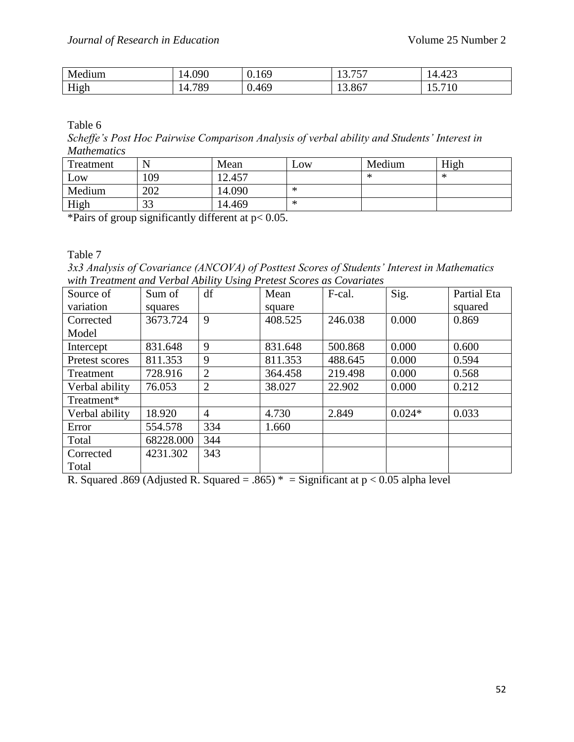| | | | | |
|---|---|---|---|---|
| Medium | 14.090 | 0.169 | 13.757 | 14.423 |
| High | 14.789 | 0.469 | 13.867 | 15.710 |

Table 6

*Scheffe's Post Hoc Pairwise Comparison Analysis of verbal ability and Students' Interest in Mathematics*

| Treatment | N | Mean | Low | Medium | High |
|---|---|---|---|---|---|
| Low | 109 | 12.457 | | * | * |
| Medium | 202 | 14.090 | * | | |
| High | 33 | 14.469 | * | | |

*Pairs of group significantly different at $p < 0.05$.

Table 7

*3x3 Analysis of Covariance (ANCOVA) of Posttest Scores of Students' Interest in Mathematics with Treatment and Verbal Ability Using Pretest Scores as Covariates*

| Source of variation | Sum of squares | df | Mean square | F-cal. | Sig. | Partial Eta squared |
|---|---|---|---|---|---|---|
| Corrected Model | 3673.724 | 9 | 408.525 | 246.038 | 0.000 | 0.869 |
| Intercept | 831.648 | 9 | 831.648 | 500.868 | 0.000 | 0.600 |
| Pretest scores | 811.353 | 9 | 811.353 | 488.645 | 0.000 | 0.594 |
| Treatment | 728.916 | 2 | 364.458 | 219.498 | 0.000 | 0.568 |
| Verbal ability | 76.053 | 2 | 38.027 | 22.902 | 0.000 | 0.212 |
| Treatment* Verbal ability | 18.920 | 4 | 4.730 | 2.849 | 0.024* | 0.033 |
| Error | 554.578 | 334 | 1.660 | | | |
| Total | 68228.000 | 344 | | | | |
| Corrected Total | 4231.302 | 343 | | | | |

R. Squared .869 (Adjusted R. Squared = .865) * = Significant at $p < 0.05$ alpha level